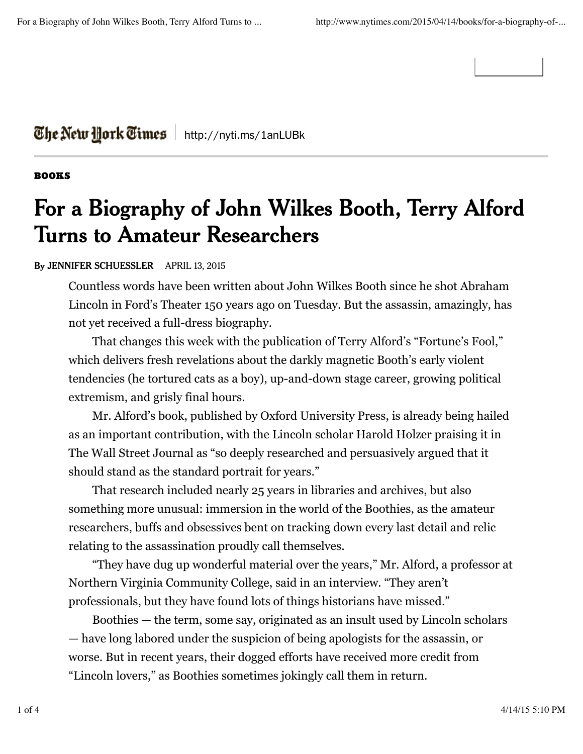The New York Times | http://nyti.ms/1anLUBk

**BOOKS**

# For a Biography of John Wilkes Booth, Terry Alford Turns to Amateur Researchers

**By JENNIFER SCHUESSLER** APRIL 13, 2015

Countless words have been written about John Wilkes Booth since he shot Abraham Lincoln in Ford's Theater 150 years ago on Tuesday. But the assassin, amazingly, has not yet received a full-dress biography.

That changes this week with the publication of Terry Alford's "Fortune's Fool," which delivers fresh revelations about the darkly magnetic Booth's early violent tendencies (he tortured cats as a boy), up-and-down stage career, growing political extremism, and grisly final hours.

Mr. Alford's book, published by Oxford University Press, is already being hailed as an important contribution, with the Lincoln scholar Harold Holzer praising it in The Wall Street Journal as "so deeply researched and persuasively argued that it should stand as the standard portrait for years."

That research included nearly 25 years in libraries and archives, but also something more unusual: immersion in the world of the Boothies, as the amateur researchers, buffs and obsessives bent on tracking down every last detail and relic relating to the assassination proudly call themselves.

"They have dug up wonderful material over the years," Mr. Alford, a professor at Northern Virginia Community College, said in an interview. "They aren't professionals, but they have found lots of things historians have missed."

Boothies — the term, some say, originated as an insult used by Lincoln scholars — have long labored under the suspicion of being apologists for the assassin, or worse. But in recent years, their dogged efforts have received more credit from "Lincoln lovers," as Boothies sometimes jokingly call them in return.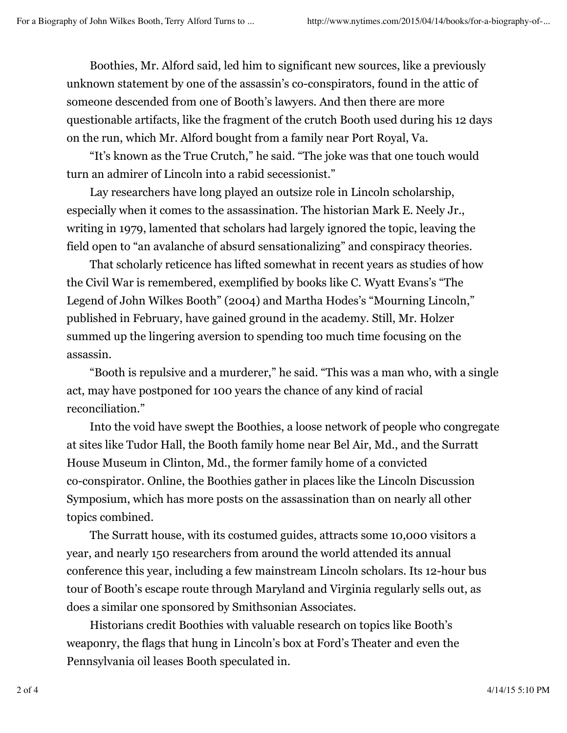Boothies, Mr. Alford said, led him to significant new sources, like a previously unknown statement by one of the assassin's co-conspirators, found in the attic of someone descended from one of Booth's lawyers. And then there are more questionable artifacts, like the fragment of the crutch Booth used during his 12 days on the run, which Mr. Alford bought from a family near Port Royal, Va.

"It's known as the True Crutch," he said. "The joke was that one touch would turn an admirer of Lincoln into a rabid secessionist."

Lay researchers have long played an outsize role in Lincoln scholarship, especially when it comes to the assassination. The historian Mark E. Neely Jr., writing in 1979, lamented that scholars had largely ignored the topic, leaving the field open to "an avalanche of absurd sensationalizing" and conspiracy theories.

That scholarly reticence has lifted somewhat in recent years as studies of how the Civil War is remembered, exemplified by books like C. Wyatt Evans's "The Legend of John Wilkes Booth" (2004) and Martha Hodes's "Mourning Lincoln," published in February, have gained ground in the academy. Still, Mr. Holzer summed up the lingering aversion to spending too much time focusing on the assassin.

"Booth is repulsive and a murderer," he said. "This was a man who, with a single act, may have postponed for 100 years the chance of any kind of racial reconciliation."

Into the void have swept the Boothies, a loose network of people who congregate at sites like Tudor Hall, the Booth family home near Bel Air, Md., and the Surratt House Museum in Clinton, Md., the former family home of a convicted co-conspirator. Online, the Boothies gather in places like the Lincoln Discussion Symposium, which has more posts on the assassination than on nearly all other topics combined.

The Surratt house, with its costumed guides, attracts some 10,000 visitors a year, and nearly 150 researchers from around the world attended its annual conference this year, including a few mainstream Lincoln scholars. Its 12-hour bus tour of Booth's escape route through Maryland and Virginia regularly sells out, as does a similar one sponsored by Smithsonian Associates.

Historians credit Boothies with valuable research on topics like Booth's weaponry, the flags that hung in Lincoln's box at Ford's Theater and even the Pennsylvania oil leases Booth speculated in.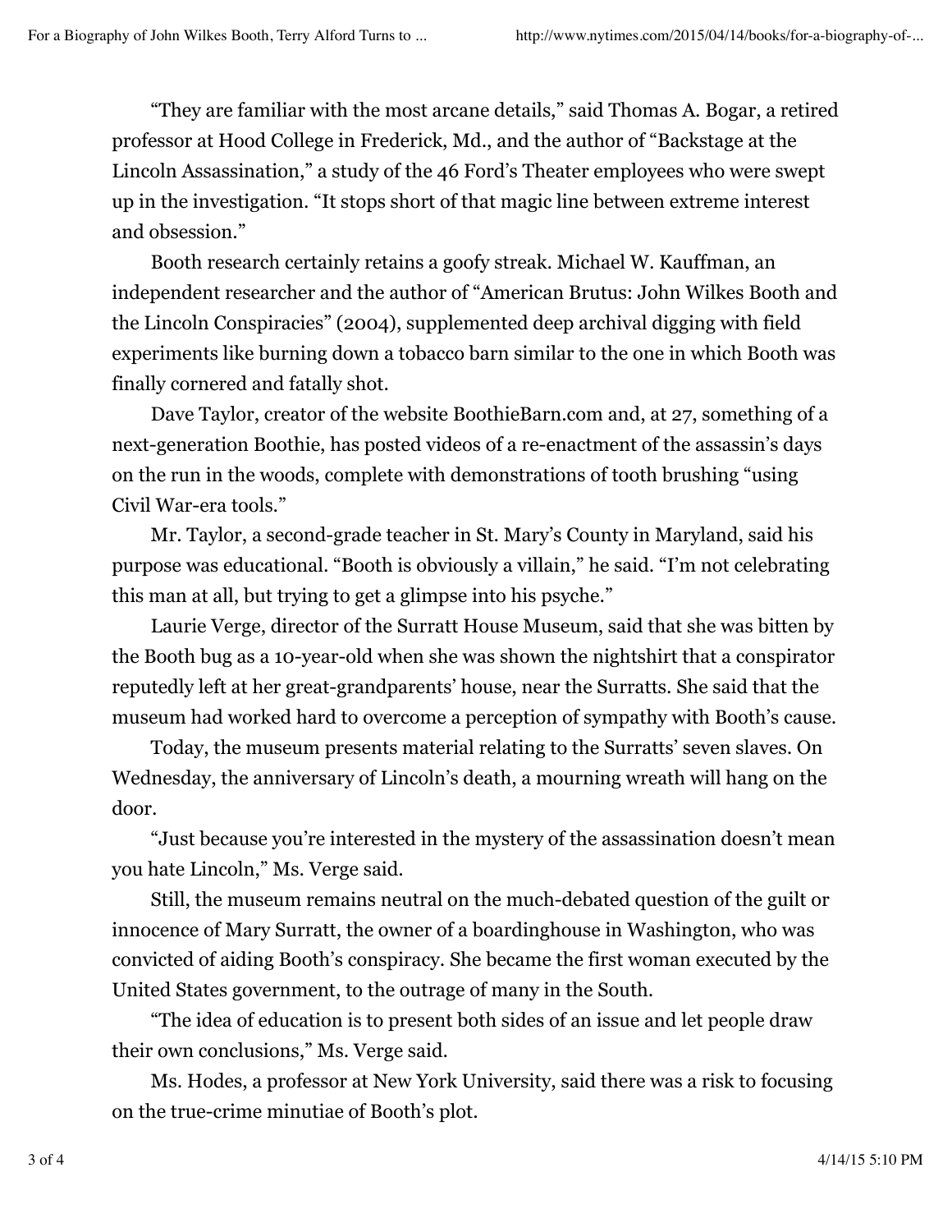"They are familiar with the most arcane details," said Thomas A. Bogar, a retired professor at Hood College in Frederick, Md., and the author of "Backstage at the Lincoln Assassination," a study of the 46 Ford's Theater employees who were swept up in the investigation. "It stops short of that magic line between extreme interest and obsession."

Booth research certainly retains a goofy streak. Michael W. Kauffman, an independent researcher and the author of "American Brutus: John Wilkes Booth and the Lincoln Conspiracies" (2004), supplemented deep archival digging with field experiments like burning down a tobacco barn similar to the one in which Booth was finally cornered and fatally shot.

Dave Taylor, creator of the website BoothieBarn.com and, at 27, something of a next-generation Boothie, has posted videos of a re-enactment of the assassin's days on the run in the woods, complete with demonstrations of tooth brushing "using Civil War-era tools."

Mr. Taylor, a second-grade teacher in St. Mary's County in Maryland, said his purpose was educational. "Booth is obviously a villain," he said. "I'm not celebrating this man at all, but trying to get a glimpse into his psyche."

Laurie Verge, director of the Surratt House Museum, said that she was bitten by the Booth bug as a 10-year-old when she was shown the nightshirt that a conspirator reputedly left at her great-grandparents' house, near the Surratts. She said that the museum had worked hard to overcome a perception of sympathy with Booth's cause.

Today, the museum presents material relating to the Surratts' seven slaves. On Wednesday, the anniversary of Lincoln's death, a mourning wreath will hang on the door.

"Just because you're interested in the mystery of the assassination doesn't mean you hate Lincoln," Ms. Verge said.

Still, the museum remains neutral on the much-debated question of the guilt or innocence of Mary Surratt, the owner of a boardinghouse in Washington, who was convicted of aiding Booth's conspiracy. She became the first woman executed by the United States government, to the outrage of many in the South.

"The idea of education is to present both sides of an issue and let people draw their own conclusions," Ms. Verge said.

Ms. Hodes, a professor at New York University, said there was a risk to focusing on the true-crime minutiae of Booth's plot.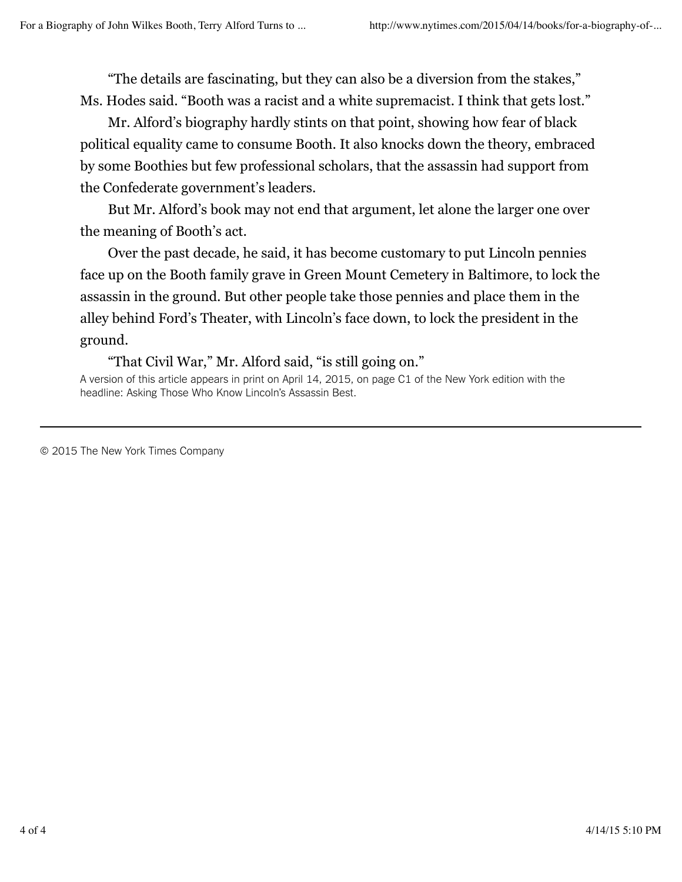"The details are fascinating, but they can also be a diversion from the stakes," Ms. Hodes said. "Booth was a racist and a white supremacist. I think that gets lost."

Mr. Alford's biography hardly stints on that point, showing how fear of black political equality came to consume Booth. It also knocks down the theory, embraced by some Boothies but few professional scholars, that the assassin had support from the Confederate government's leaders.

But Mr. Alford's book may not end that argument, let alone the larger one over the meaning of Booth's act.

Over the past decade, he said, it has become customary to put Lincoln pennies face up on the Booth family grave in Green Mount Cemetery in Baltimore, to lock the assassin in the ground. But other people take those pennies and place them in the alley behind Ford's Theater, with Lincoln's face down, to lock the president in the ground.

"That Civil War," Mr. Alford said, "is still going on."

A version of this article appears in print on April 14, 2015, on page C1 of the New York edition with the headline: Asking Those Who Know Lincoln's Assassin Best.

---

© 2015 The New York Times Company